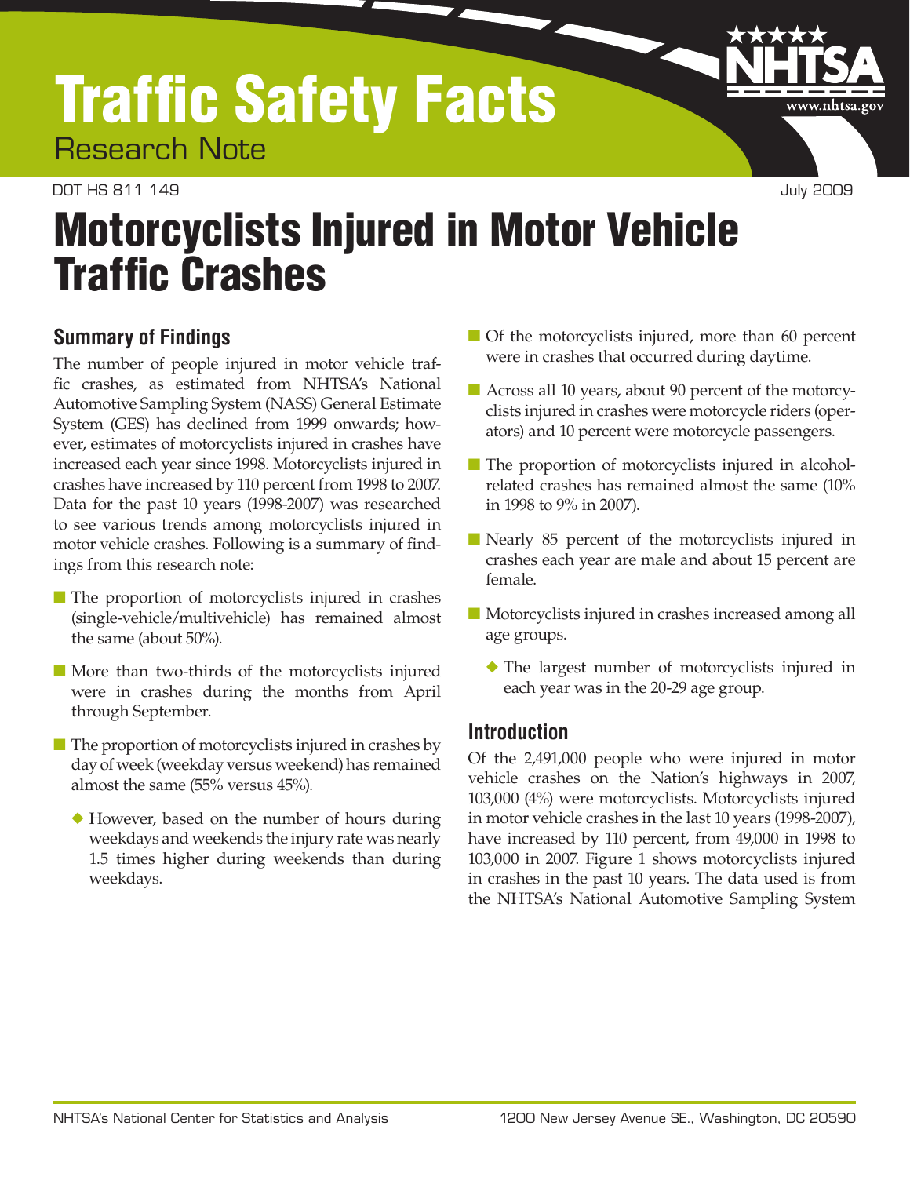# Traffic Safety Facts

Research Note

DOT HS 811 149 July 2009

# Motorcyclists Injured in Motor Vehicle Traffic Crashes

## Summary of Findings

The number of people injured in motor vehicle traffic crashes, as estimated from NHTSA's National Automotive Sampling System (NASS) General Estimate System (GES) has declined from 1999 onwards; however, estimates of motorcyclists injured in crashes have increased each year since 1998. Motorcyclists injured in crashes have increased by 110 percent from 1998 to 2007. Data for the past 10 years (1998-2007) was researched to see various trends among motorcyclists injured in motor vehicle crashes. Following is a summary of findings from this research note:

- The proportion of motorcyclists injured in crashes (single-vehicle/multivehicle) has remained almost the same (about 50%).
- More than two-thirds of the motorcyclists injured were in crashes during the months from April through September.
- The proportion of motorcyclists injured in crashes by day of week (weekday versus weekend) has remained almost the same (55% versus 45%).
  - However, based on the number of hours during weekdays and weekends the injury rate was nearly 1.5 times higher during weekends than during weekdays.
- Of the motorcyclists injured, more than 60 percent were in crashes that occurred during daytime.
- Across all 10 years, about 90 percent of the motorcyclists injured in crashes were motorcycle riders (operators) and 10 percent were motorcycle passengers.
- The proportion of motorcyclists injured in alcohol-related crashes has remained almost the same (10% in 1998 to 9% in 2007).
- Nearly 85 percent of the motorcyclists injured in crashes each year are male and about 15 percent are female.
- Motorcyclists injured in crashes increased among all age groups.
  - The largest number of motorcyclists injured in each year was in the 20-29 age group.

## Introduction

Of the 2,491,000 people who were injured in motor vehicle crashes on the Nation's highways in 2007, 103,000 (4%) were motorcyclists. Motorcyclists injured in motor vehicle crashes in the last 10 years (1998-2007), have increased by 110 percent, from 49,000 in 1998 to 103,000 in 2007. Figure 1 shows motorcyclists injured in crashes in the past 10 years. The data used is from the NHTSA's National Automotive Sampling System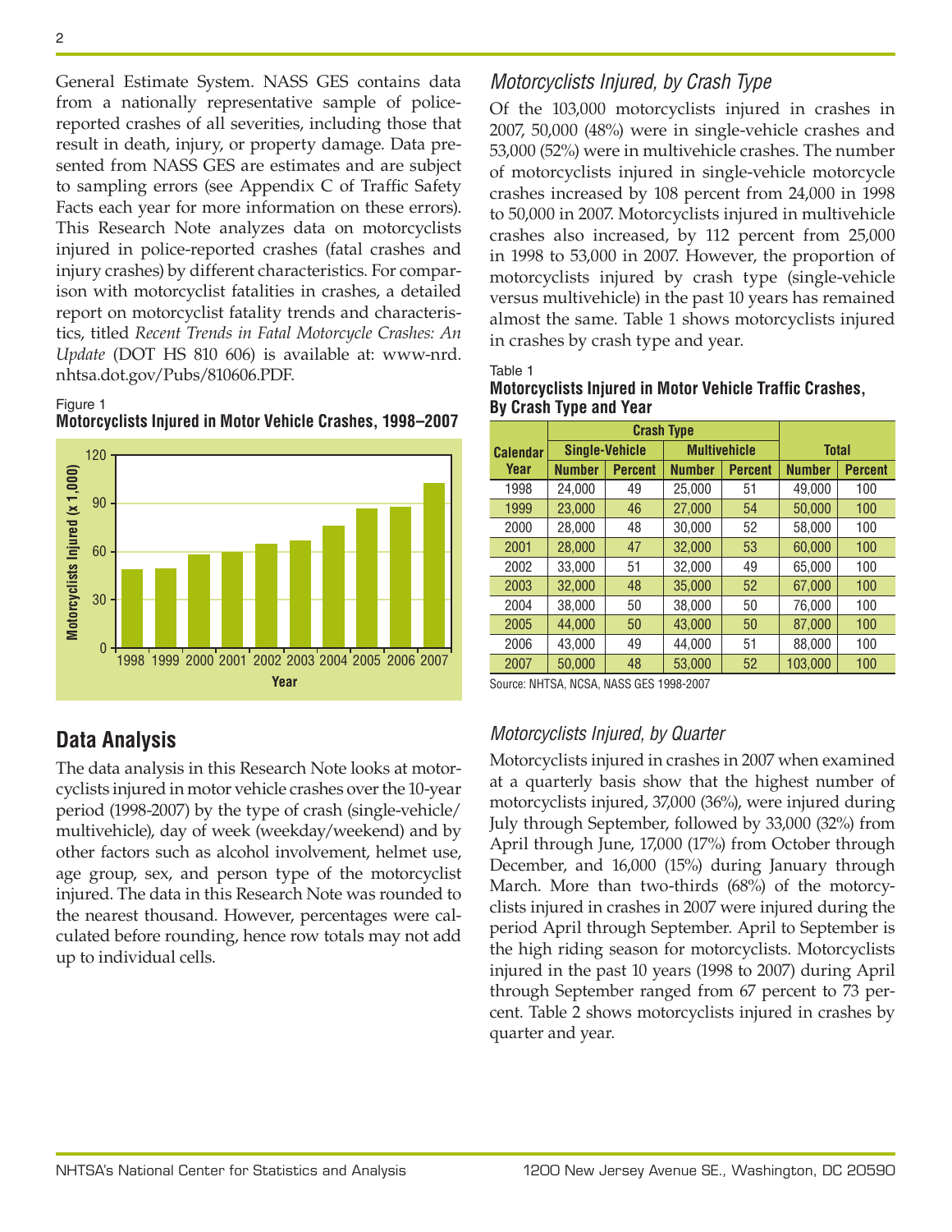General Estimate System. NASS GES contains data from a nationally representative sample of police-reported crashes of all severities, including those that result in death, injury, or property damage. Data presented from NASS GES are estimates and are subject to sampling errors (see Appendix C of Traffic Safety Facts each year for more information on these errors). This Research Note analyzes data on motorcyclists injured in police-reported crashes (fatal crashes and injury crashes) by different characteristics. For comparison with motorcyclist fatalities in crashes, a detailed report on motorcyclist fatality trends and characteristics, titled *Recent Trends in Fatal Motorcycle Crashes: An Update* (DOT HS 810 606) is available at: www-nrd.nhtsa.dot.gov/Pubs/810606.PDF.

Figure 1
**Motorcyclists Injured in Motor Vehicle Crashes, 1998–2007**

## Data Analysis

The data analysis in this Research Note looks at motorcyclists injured in motor vehicle crashes over the 10-year period (1998-2007) by the type of crash (single-vehicle/multivehicle), day of week (weekday/weekend) and by other factors such as alcohol involvement, helmet use, age group, sex, and person type of the motorcyclist injured. The data in this Research Note was rounded to the nearest thousand. However, percentages were calculated before rounding, hence row totals may not add up to individual cells.

### *Motorcyclists Injured, by Crash Type*

Of the 103,000 motorcyclists injured in crashes in 2007, 50,000 (48%) were in single-vehicle crashes and 53,000 (52%) were in multivehicle crashes. The number of motorcyclists injured in single-vehicle motorcycle crashes increased by 108 percent from 24,000 in 1998 to 50,000 in 2007. Motorcyclists injured in multivehicle crashes also increased, by 112 percent from 25,000 in 1998 to 53,000 in 2007. However, the proportion of motorcyclists injured by crash type (single-vehicle versus multivehicle) in the past 10 years has remained almost the same. Table 1 shows motorcyclists injured in crashes by crash type and year.

Table 1
**Motorcyclists Injured in Motor Vehicle Traffic Crashes, By Crash Type and Year**

| Calendar Year | Crash Type | | | | Total | |
|---|---|---|---|---|---|---|
| | Single-Vehicle | | Multivehicle | | | |
| | Number | Percent | Number | Percent | Number | Percent |
| 1998 | 24,000 | 49 | 25,000 | 51 | 49,000 | 100 |
| 1999 | 23,000 | 46 | 27,000 | 54 | 50,000 | 100 |
| 2000 | 28,000 | 48 | 30,000 | 52 | 58,000 | 100 |
| 2001 | 28,000 | 47 | 32,000 | 53 | 60,000 | 100 |
| 2002 | 33,000 | 51 | 32,000 | 49 | 65,000 | 100 |
| 2003 | 32,000 | 48 | 35,000 | 52 | 67,000 | 100 |
| 2004 | 38,000 | 50 | 38,000 | 50 | 76,000 | 100 |
| 2005 | 44,000 | 50 | 43,000 | 50 | 87,000 | 100 |
| 2006 | 43,000 | 49 | 44,000 | 51 | 88,000 | 100 |
| 2007 | 50,000 | 48 | 53,000 | 52 | 103,000 | 100 |

Source: NHTSA, NCSA, NASS GES 1998-2007

### *Motorcyclists Injured, by Quarter*

Motorcyclists injured in crashes in 2007 when examined at a quarterly basis show that the highest number of motorcyclists injured, 37,000 (36%), were injured during July through September, followed by 33,000 (32%) from April through June, 17,000 (17%) from October through December, and 16,000 (15%) during January through March. More than two-thirds (68%) of the motorcyclists injured in crashes in 2007 were injured during the period April through September. April to September is the high riding season for motorcyclists. Motorcyclists injured in the past 10 years (1998 to 2007) during April through September ranged from 67 percent to 73 percent. Table 2 shows motorcyclists injured in crashes by quarter and year.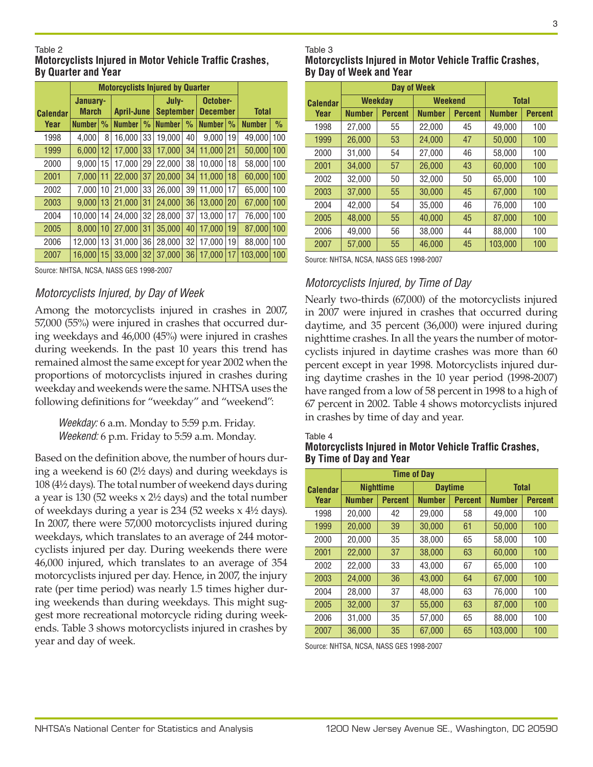Table 2
**Motorcyclists Injured in Motor Vehicle Traffic Crashes, By Quarter and Year**

| Calendar Year | Motorcyclists Injured by Quarter | | | | | | | | Total | |
|---|---|---|---|---|---|---|---|---|---|---|
| | January-March | | April-June | | July-September | | October-December | | | |
| | Number | % | Number | % | Number | % | Number | % | Number | % |
| 1998 | 4,000 | 8 | 16,000 | 33 | 19,000 | 40 | 9,000 | 19 | 49,000 | 100 |
| 1999 | 6,000 | 12 | 17,000 | 33 | 17,000 | 34 | 11,000 | 21 | 50,000 | 100 |
| 2000 | 9,000 | 15 | 17,000 | 29 | 22,000 | 38 | 10,000 | 18 | 58,000 | 100 |
| 2001 | 7,000 | 11 | 22,000 | 37 | 20,000 | 34 | 11,000 | 18 | 60,000 | 100 |
| 2002 | 7,000 | 10 | 21,000 | 33 | 26,000 | 39 | 11,000 | 17 | 65,000 | 100 |
| 2003 | 9,000 | 13 | 21,000 | 31 | 24,000 | 36 | 13,000 | 20 | 67,000 | 100 |
| 2004 | 10,000 | 14 | 24,000 | 32 | 28,000 | 37 | 13,000 | 17 | 76,000 | 100 |
| 2005 | 8,000 | 10 | 27,000 | 31 | 35,000 | 40 | 17,000 | 19 | 87,000 | 100 |
| 2006 | 12,000 | 13 | 31,000 | 36 | 28,000 | 32 | 17,000 | 19 | 88,000 | 100 |
| 2007 | 16,000 | 15 | 33,000 | 32 | 37,000 | 36 | 17,000 | 17 | 103,000 | 100 |

Source: NHTSA, NCSA, NASS GES 1998-2007

## *Motorcyclists Injured, by Day of Week*

Among the motorcyclists injured in crashes in 2007, 57,000 (55%) were injured in crashes that occurred during weekdays and 46,000 (45%) were injured in crashes during weekends. In the past 10 years this trend has remained almost the same except for year 2002 when the proportions of motorcyclists injured in crashes during weekday and weekends were the same. NHTSA uses the following definitions for "weekday" and "weekend":

> *Weekday:* 6 a.m. Monday to 5:59 p.m. Friday.
> *Weekend:* 6 p.m. Friday to 5:59 a.m. Monday.

Based on the definition above, the number of hours during a weekend is 60 (2½ days) and during weekdays is 108 (4½ days). The total number of weekend days during a year is 130 (52 weeks x 2½ days) and the total number of weekdays during a year is 234 (52 weeks x 4½ days). In 2007, there were 57,000 motorcyclists injured during weekdays, which translates to an average of 244 motorcyclists injured per day. During weekends there were 46,000 injured, which translates to an average of 354 motorcyclists injured per day. Hence, in 2007, the injury rate (per time period) was nearly 1.5 times higher during weekends than during weekdays. This might suggest more recreational motorcycle riding during weekends. Table 3 shows motorcyclists injured in crashes by year and day of week.

Table 3
**Motorcyclists Injured in Motor Vehicle Traffic Crashes, By Day of Week and Year**

| Calendar Year | Day of Week | | | | Total | |
|---|---|---|---|---|---|---|
| | Weekday | | Weekend | | | |
| | Number | Percent | Number | Percent | Number | Percent |
| 1998 | 27,000 | 55 | 22,000 | 45 | 49,000 | 100 |
| 1999 | 26,000 | 53 | 24,000 | 47 | 50,000 | 100 |
| 2000 | 31,000 | 54 | 27,000 | 46 | 58,000 | 100 |
| 2001 | 34,000 | 57 | 26,000 | 43 | 60,000 | 100 |
| 2002 | 32,000 | 50 | 32,000 | 50 | 65,000 | 100 |
| 2003 | 37,000 | 55 | 30,000 | 45 | 67,000 | 100 |
| 2004 | 42,000 | 54 | 35,000 | 46 | 76,000 | 100 |
| 2005 | 48,000 | 55 | 40,000 | 45 | 87,000 | 100 |
| 2006 | 49,000 | 56 | 38,000 | 44 | 88,000 | 100 |
| 2007 | 57,000 | 55 | 46,000 | 45 | 103,000 | 100 |

Source: NHTSA, NCSA, NASS GES 1998-2007

## *Motorcyclists Injured, by Time of Day*

Nearly two-thirds (67,000) of the motorcyclists injured in 2007 were injured in crashes that occurred during daytime, and 35 percent (36,000) were injured during nighttime crashes. In all the years the number of motorcyclists injured in daytime crashes was more than 60 percent except in year 1998. Motorcyclists injured during daytime crashes in the 10 year period (1998-2007) have ranged from a low of 58 percent in 1998 to a high of 67 percent in 2002. Table 4 shows motorcyclists injured in crashes by time of day and year.

Table 4
**Motorcyclists Injured in Motor Vehicle Traffic Crashes, By Time of Day and Year**

| Calendar Year | Time of Day | | | | Total | |
|---|---|---|---|---|---|---|
| | Nighttime | | Daytime | | | |
| | Number | Percent | Number | Percent | Number | Percent |
| 1998 | 20,000 | 42 | 29,000 | 58 | 49,000 | 100 |
| 1999 | 20,000 | 39 | 30,000 | 61 | 50,000 | 100 |
| 2000 | 20,000 | 35 | 38,000 | 65 | 58,000 | 100 |
| 2001 | 22,000 | 37 | 38,000 | 63 | 60,000 | 100 |
| 2002 | 22,000 | 33 | 43,000 | 67 | 65,000 | 100 |
| 2003 | 24,000 | 36 | 43,000 | 64 | 67,000 | 100 |
| 2004 | 28,000 | 37 | 48,000 | 63 | 76,000 | 100 |
| 2005 | 32,000 | 37 | 55,000 | 63 | 87,000 | 100 |
| 2006 | 31,000 | 35 | 57,000 | 65 | 88,000 | 100 |
| 2007 | 36,000 | 35 | 67,000 | 65 | 103,000 | 100 |

Source: NHTSA, NCSA, NASS GES 1998-2007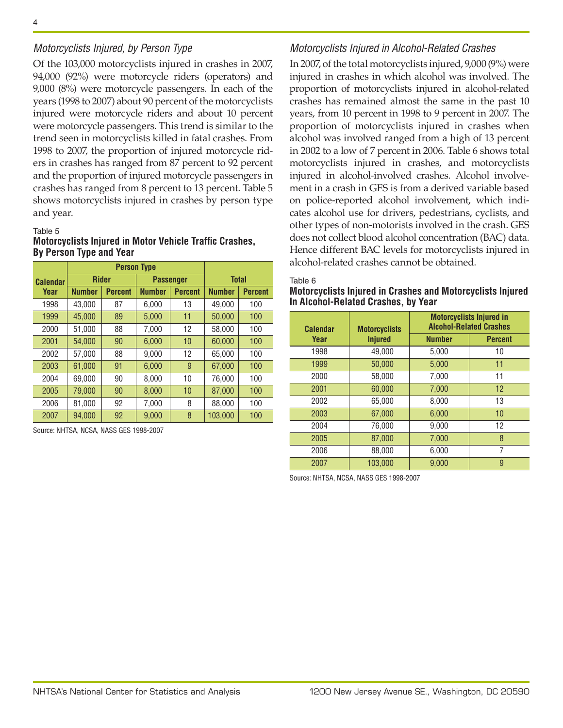## *Motorcyclists Injured, by Person Type*

Of the 103,000 motorcyclists injured in crashes in 2007, 94,000 (92%) were motorcycle riders (operators) and 9,000 (8%) were motorcycle passengers. In each of the years (1998 to 2007) about 90 percent of the motorcyclists injured were motorcycle riders and about 10 percent were motorcycle passengers. This trend is similar to the trend seen in motorcyclists killed in fatal crashes. From 1998 to 2007, the proportion of injured motorcycle riders in crashes has ranged from 87 percent to 92 percent and the proportion of injured motorcycle passengers in crashes has ranged from 8 percent to 13 percent. Table 5 shows motorcyclists injured in crashes by person type and year.

Table 5
**Motorcyclists Injured in Motor Vehicle Traffic Crashes, By Person Type and Year**

| Calendar Year | Person Type | | | | Total | |
|---|---|---|---|---|---|---|
| | Rider | | Passenger | | | |
| | Number | Percent | Number | Percent | Number | Percent |
| 1998 | 43,000 | 87 | 6,000 | 13 | 49,000 | 100 |
| 1999 | 45,000 | 89 | 5,000 | 11 | 50,000 | 100 |
| 2000 | 51,000 | 88 | 7,000 | 12 | 58,000 | 100 |
| 2001 | 54,000 | 90 | 6,000 | 10 | 60,000 | 100 |
| 2002 | 57,000 | 88 | 9,000 | 12 | 65,000 | 100 |
| 2003 | 61,000 | 91 | 6,000 | 9 | 67,000 | 100 |
| 2004 | 69,000 | 90 | 8,000 | 10 | 76,000 | 100 |
| 2005 | 79,000 | 90 | 8,000 | 10 | 87,000 | 100 |
| 2006 | 81,000 | 92 | 7,000 | 8 | 88,000 | 100 |
| 2007 | 94,000 | 92 | 9,000 | 8 | 103,000 | 100 |

Source: NHTSA, NCSA, NASS GES 1998-2007

## *Motorcyclists Injured in Alcohol-Related Crashes*

In 2007, of the total motorcyclists injured, 9,000 (9%) were injured in crashes in which alcohol was involved. The proportion of motorcyclists injured in alcohol-related crashes has remained almost the same in the past 10 years, from 10 percent in 1998 to 9 percent in 2007. The proportion of motorcyclists injured in crashes when alcohol was involved ranged from a high of 13 percent in 2002 to a low of 7 percent in 2006. Table 6 shows total motorcyclists injured in crashes, and motorcyclists injured in alcohol-involved crashes. Alcohol involvement in a crash in GES is from a derived variable based on police-reported alcohol involvement, which indicates alcohol use for drivers, pedestrians, cyclists, and other types of non-motorists involved in the crash. GES does not collect blood alcohol concentration (BAC) data. Hence different BAC levels for motorcyclists injured in alcohol-related crashes cannot be obtained.

Table 6
**Motorcyclists Injured in Crashes and Motorcyclists Injured In Alcohol-Related Crashes, by Year**

| Calendar Year | Motorcyclists Injured | Motorcyclists Injured in Alcohol-Related Crashes | |
|---|---|---|---|
| | | Number | Percent |
| 1998 | 49,000 | 5,000 | 10 |
| 1999 | 50,000 | 5,000 | 11 |
| 2000 | 58,000 | 7,000 | 11 |
| 2001 | 60,000 | 7,000 | 12 |
| 2002 | 65,000 | 8,000 | 13 |
| 2003 | 67,000 | 6,000 | 10 |
| 2004 | 76,000 | 9,000 | 12 |
| 2005 | 87,000 | 7,000 | 8 |
| 2006 | 88,000 | 6,000 | 7 |
| 2007 | 103,000 | 9,000 | 9 |

Source: NHTSA, NCSA, NASS GES 1998-2007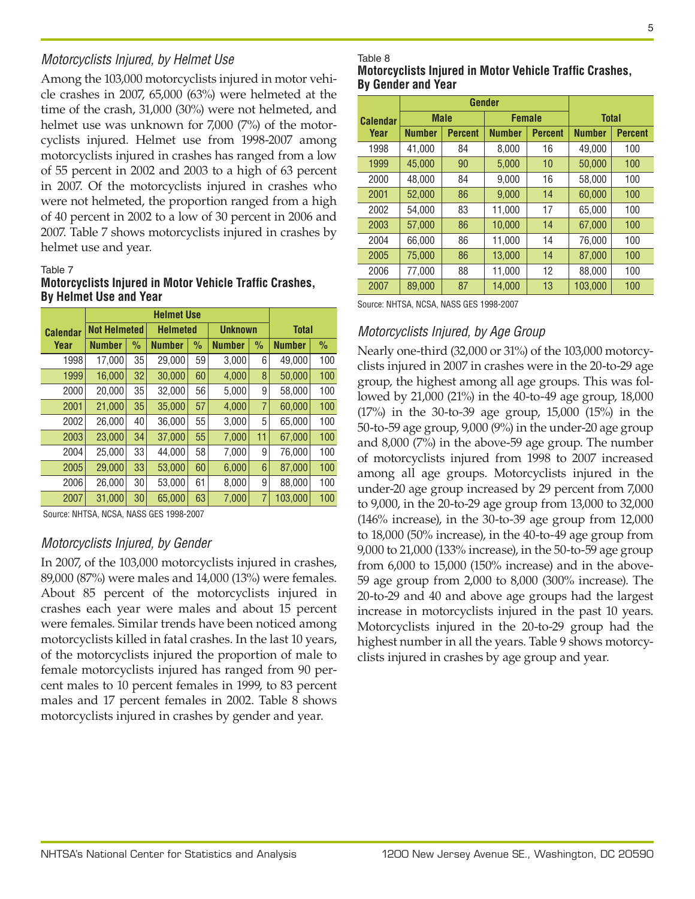## *Motorcyclists Injured, by Helmet Use*

Among the 103,000 motorcyclists injured in motor vehicle crashes in 2007, 65,000 (63%) were helmeted at the time of the crash, 31,000 (30%) were not helmeted, and helmet use was unknown for 7,000 (7%) of the motorcyclists injured. Helmet use from 1998-2007 among motorcyclists injured in crashes has ranged from a low of 55 percent in 2002 and 2003 to a high of 63 percent in 2007. Of the motorcyclists injured in crashes who were not helmeted, the proportion ranged from a high of 40 percent in 2002 to a low of 30 percent in 2006 and 2007. Table 7 shows motorcyclists injured in crashes by helmet use and year.

Table 7
**Motorcyclists Injured in Motor Vehicle Traffic Crashes, By Helmet Use and Year**

| Calendar Year | Helmet Use | | | | | | Total | |
|---|---|---|---|---|---|---|---|---|
| | Not Helmeted | | Helmeted | | Unknown | | | |
| | Number | % | Number | % | Number | % | Number | % |
| 1998 | 17,000 | 35 | 29,000 | 59 | 3,000 | 6 | 49,000 | 100 |
| 1999 | 16,000 | 32 | 30,000 | 60 | 4,000 | 8 | 50,000 | 100 |
| 2000 | 20,000 | 35 | 32,000 | 56 | 5,000 | 9 | 58,000 | 100 |
| 2001 | 21,000 | 35 | 35,000 | 57 | 4,000 | 7 | 60,000 | 100 |
| 2002 | 26,000 | 40 | 36,000 | 55 | 3,000 | 5 | 65,000 | 100 |
| 2003 | 23,000 | 34 | 37,000 | 55 | 7,000 | 11 | 67,000 | 100 |
| 2004 | 25,000 | 33 | 44,000 | 58 | 7,000 | 9 | 76,000 | 100 |
| 2005 | 29,000 | 33 | 53,000 | 60 | 6,000 | 6 | 87,000 | 100 |
| 2006 | 26,000 | 30 | 53,000 | 61 | 8,000 | 9 | 88,000 | 100 |
| 2007 | 31,000 | 30 | 65,000 | 63 | 7,000 | 7 | 103,000 | 100 |

Source: NHTSA, NCSA, NASS GES 1998-2007

## *Motorcyclists Injured, by Gender*

In 2007, of the 103,000 motorcyclists injured in crashes, 89,000 (87%) were males and 14,000 (13%) were females. About 85 percent of the motorcyclists injured in crashes each year were males and about 15 percent were females. Similar trends have been noticed among motorcyclists killed in fatal crashes. In the last 10 years, of the motorcyclists injured the proportion of male to female motorcyclists injured has ranged from 90 percent males to 10 percent females in 1999, to 83 percent males and 17 percent females in 2002. Table 8 shows motorcyclists injured in crashes by gender and year.

Table 8
**Motorcyclists Injured in Motor Vehicle Traffic Crashes, By Gender and Year**

| Calendar Year | Gender | | | | Total | |
|---|---|---|---|---|---|---|
| | Male | | Female | | | |
| | Number | Percent | Number | Percent | Number | Percent |
| 1998 | 41,000 | 84 | 8,000 | 16 | 49,000 | 100 |
| 1999 | 45,000 | 90 | 5,000 | 10 | 50,000 | 100 |
| 2000 | 48,000 | 84 | 9,000 | 16 | 58,000 | 100 |
| 2001 | 52,000 | 86 | 9,000 | 14 | 60,000 | 100 |
| 2002 | 54,000 | 83 | 11,000 | 17 | 65,000 | 100 |
| 2003 | 57,000 | 86 | 10,000 | 14 | 67,000 | 100 |
| 2004 | 66,000 | 86 | 11,000 | 14 | 76,000 | 100 |
| 2005 | 75,000 | 86 | 13,000 | 14 | 87,000 | 100 |
| 2006 | 77,000 | 88 | 11,000 | 12 | 88,000 | 100 |
| 2007 | 89,000 | 87 | 14,000 | 13 | 103,000 | 100 |

Source: NHTSA, NCSA, NASS GES 1998-2007

## *Motorcyclists Injured, by Age Group*

Nearly one-third (32,000 or 31%) of the 103,000 motorcyclists injured in 2007 in crashes were in the 20-to-29 age group, the highest among all age groups. This was followed by 21,000 (21%) in the 40-to-49 age group, 18,000 (17%) in the 30-to-39 age group, 15,000 (15%) in the 50-to-59 age group, 9,000 (9%) in the under-20 age group and 8,000 (7%) in the above-59 age group. The number of motorcyclists injured from 1998 to 2007 increased among all age groups. Motorcyclists injured in the under-20 age group increased by 29 percent from 7,000 to 9,000, in the 20-to-29 age group from 13,000 to 32,000 (146% increase), in the 30-to-39 age group from 12,000 to 18,000 (50% increase), in the 40-to-49 age group from 9,000 to 21,000 (133% increase), in the 50-to-59 age group from 6,000 to 15,000 (150% increase) and in the above-59 age group from 2,000 to 8,000 (300% increase). The 20-to-29 and 40 and above age groups had the largest increase in motorcyclists injured in the past 10 years. Motorcyclists injured in the 20-to-29 group had the highest number in all the years. Table 9 shows motorcyclists injured in crashes by age group and year.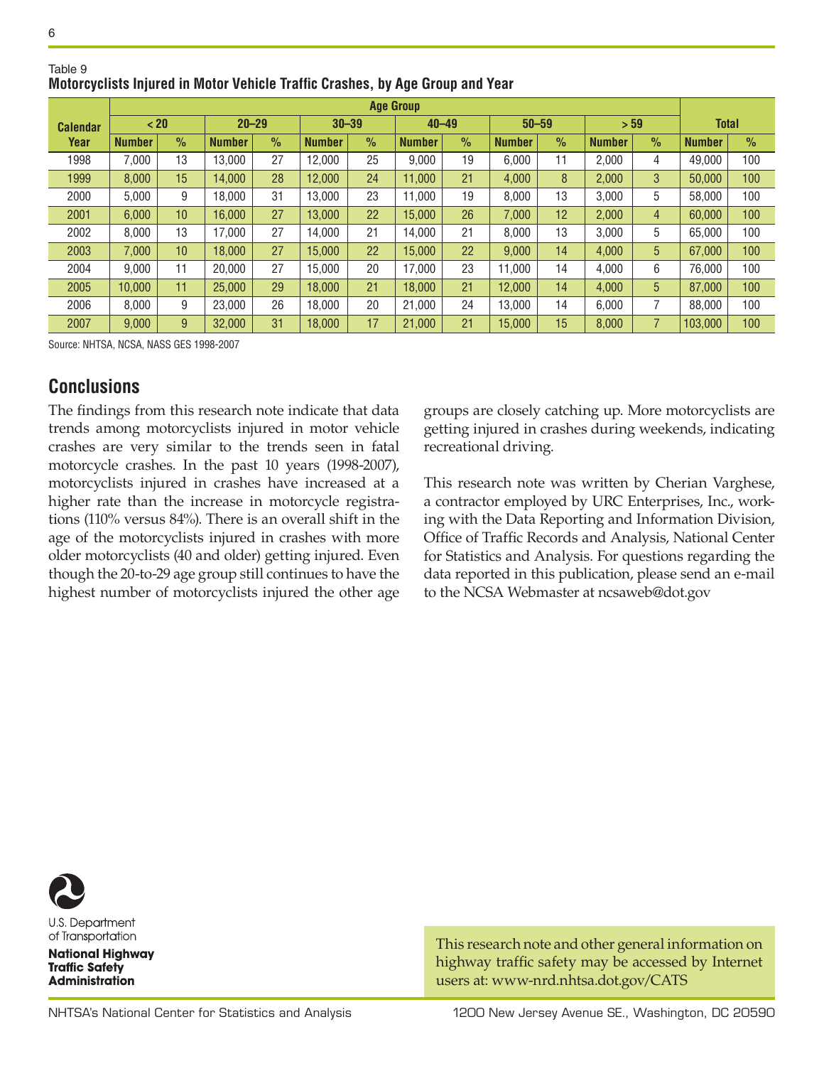Table 9
**Motorcyclists Injured in Motor Vehicle Traffic Crashes, by Age Group and Year**

| Calendar Year | Age Group | | | | | | | | | | | | Total | |
|---|---|---|---|---|---|---|---|---|---|---|---|---|---|---|
| | < 20 | | 20–29 | | 30–39 | | 40–49 | | 50–59 | | > 59 | | | |
| | Number | % | Number | % | Number | % | Number | % | Number | % | Number | % | Number | % |
| 1998 | 7,000 | 13 | 13,000 | 27 | 12,000 | 25 | 9,000 | 19 | 6,000 | 11 | 2,000 | 4 | 49,000 | 100 |
| 1999 | 8,000 | 15 | 14,000 | 28 | 12,000 | 24 | 11,000 | 21 | 4,000 | 8 | 2,000 | 3 | 50,000 | 100 |
| 2000 | 5,000 | 9 | 18,000 | 31 | 13,000 | 23 | 11,000 | 19 | 8,000 | 13 | 3,000 | 5 | 58,000 | 100 |
| 2001 | 6,000 | 10 | 16,000 | 27 | 13,000 | 22 | 15,000 | 26 | 7,000 | 12 | 2,000 | 4 | 60,000 | 100 |
| 2002 | 8,000 | 13 | 17,000 | 27 | 14,000 | 21 | 14,000 | 21 | 8,000 | 13 | 3,000 | 5 | 65,000 | 100 |
| 2003 | 7,000 | 10 | 18,000 | 27 | 15,000 | 22 | 15,000 | 22 | 9,000 | 14 | 4,000 | 5 | 67,000 | 100 |
| 2004 | 9,000 | 11 | 20,000 | 27 | 15,000 | 20 | 17,000 | 23 | 11,000 | 14 | 4,000 | 6 | 76,000 | 100 |
| 2005 | 10,000 | 11 | 25,000 | 29 | 18,000 | 21 | 18,000 | 21 | 12,000 | 14 | 4,000 | 5 | 87,000 | 100 |
| 2006 | 8,000 | 9 | 23,000 | 26 | 18,000 | 20 | 21,000 | 24 | 13,000 | 14 | 6,000 | 7 | 88,000 | 100 |
| 2007 | 9,000 | 9 | 32,000 | 31 | 18,000 | 17 | 21,000 | 21 | 15,000 | 15 | 8,000 | 7 | 103,000 | 100 |

Source: NHTSA, NCSA, NASS GES 1998-2007

## Conclusions

The findings from this research note indicate that data trends among motorcyclists injured in motor vehicle crashes are very similar to the trends seen in fatal motorcycle crashes. In the past 10 years (1998-2007), motorcyclists injured in crashes have increased at a higher rate than the increase in motorcycle registrations (110% versus 84%). There is an overall shift in the age of the motorcyclists injured in crashes with more older motorcyclists (40 and older) getting injured. Even though the 20-to-29 age group still continues to have the highest number of motorcyclists injured the other age groups are closely catching up. More motorcyclists are getting injured in crashes during weekends, indicating recreational driving.

This research note was written by Cherian Varghese, a contractor employed by URC Enterprises, Inc., working with the Data Reporting and Information Division, Office of Traffic Records and Analysis, National Center for Statistics and Analysis. For questions regarding the data reported in this publication, please send an e-mail to the NCSA Webmaster at ncsaweb@dot.gov

U.S. Department of Transportation

**National Highway Traffic Safety Administration**

This research note and other general information on highway traffic safety may be accessed by Internet users at: www-nrd.nhtsa.dot.gov/CATS

NHTSA's National Center for Statistics and Analysis 1200 New Jersey Avenue SE., Washington, DC 20590